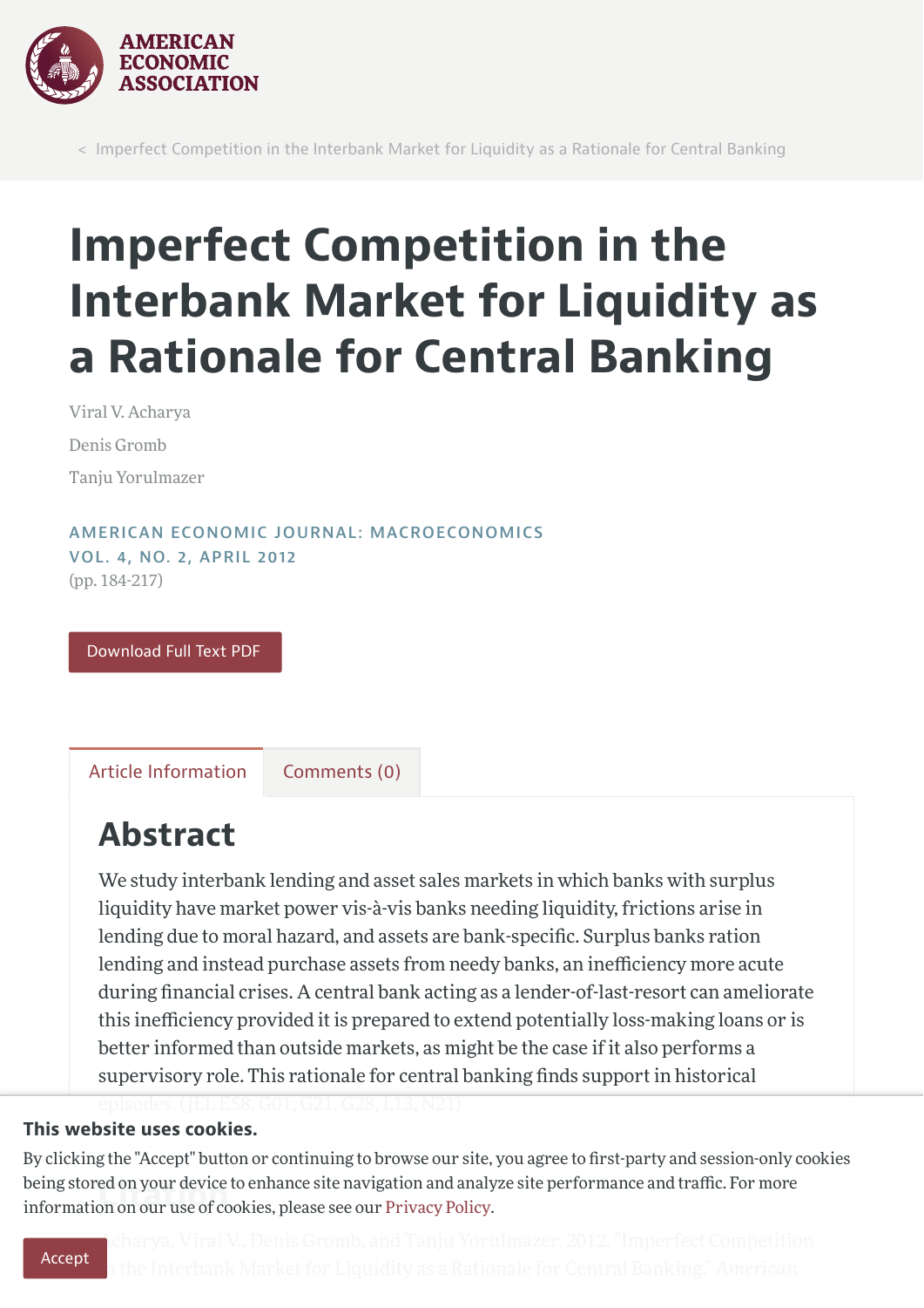# Imperfect Competition in the Interbank Market for Liquidity as a Rationale for Central Banking

Viral V. Acharya

Denis Gromb

Tanju Yorulmazer

AMERICAN ECONOMIC JOURNAL: MACROECONOMICS
VOL. 4, NO. 2, APRIL 2012
(pp. 184-217)

Download Full Text PDF

Article Information | Comments (0)

## Abstract

We study interbank lending and asset sales markets in which banks with surplus liquidity have market power vis-à-vis banks needing liquidity, frictions arise in lending due to moral hazard, and assets are bank-specific. Surplus banks ration lending and instead purchase assets from needy banks, an inefficiency more acute during financial crises. A central bank acting as a lender-of-last-resort can ameliorate this inefficiency provided it is prepared to extend potentially loss-making loans or is better informed than outside markets, as might be the case if it also performs a supervisory role. This rationale for central banking finds support in historical episodes. (JEL E58, G01, G21, G28, L13, N21)

This website uses cookies.

By clicking the "Accept" button or continuing to browse our site, you agree to first-party and session-only cookies being stored on your device to enhance site navigation and analyze site performance and traffic. For more information on our use of cookies, please see our Privacy Policy.

Accept

Acharya, Viral V., Denis Gromb, and Tanju Yorulmazer. 2012. "Imperfect Competition in the Interbank Market for Liquidity as a Rationale for Central Banking." *American*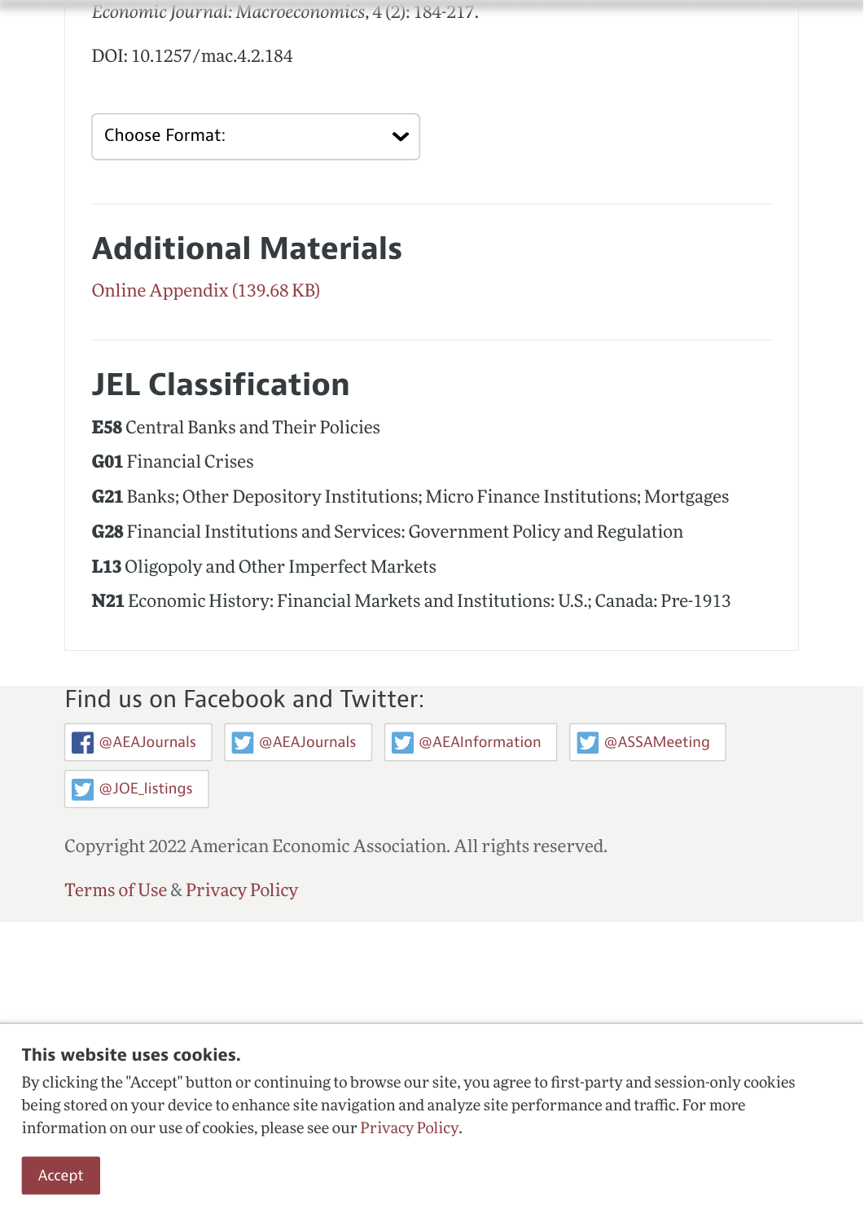*Economic Journal: Macroeconomics*, 4 (2): 184-217.

DOI: 10.1257/mac.4.2.184

Choose Format:

## Additional Materials

Online Appendix (139.68 KB)

## JEL Classification

**E58** Central Banks and Their Policies

**G01** Financial Crises

**G21** Banks; Other Depository Institutions; Micro Finance Institutions; Mortgages

**G28** Financial Institutions and Services: Government Policy and Regulation

**L13** Oligopoly and Other Imperfect Markets

**N21** Economic History: Financial Markets and Institutions: U.S.; Canada: Pre-1913

Find us on Facebook and Twitter:

@AEAJournals @AEAJournals @AEAInformation @ASSAMeeting @JOE_listings

Copyright 2022 American Economic Association. All rights reserved.

Terms of Use & Privacy Policy

**This website uses cookies.**

By clicking the "Accept" button or continuing to browse our site, you agree to first-party and session-only cookies being stored on your device to enhance site navigation and analyze site performance and traffic. For more information on our use of cookies, please see our Privacy Policy.

Accept